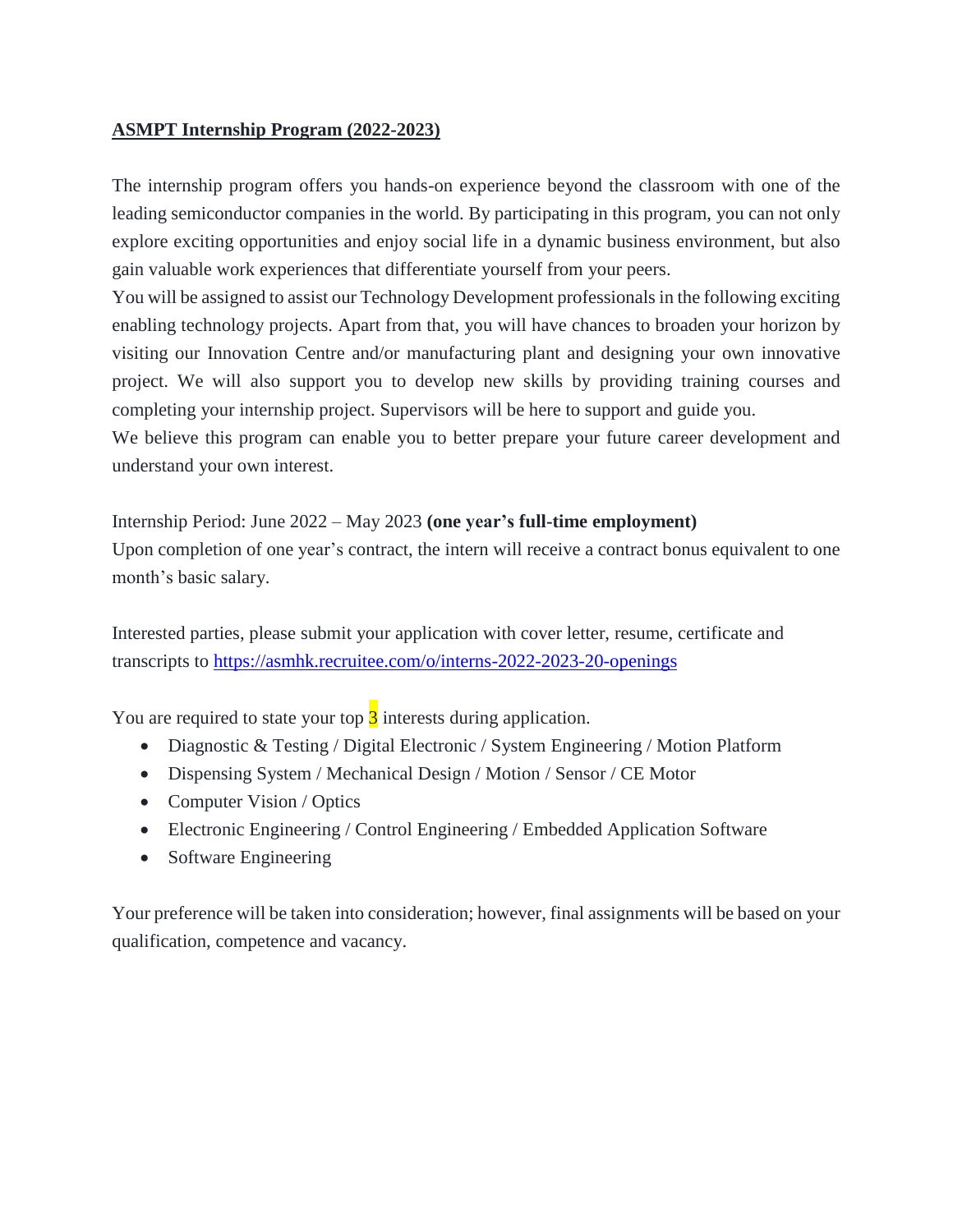**<u>ASMPT Internship Program (2022-2023)</u>**

The internship program offers you hands-on experience beyond the classroom with one of the leading semiconductor companies in the world. By participating in this program, you can not only explore exciting opportunities and enjoy social life in a dynamic business environment, but also gain valuable work experiences that differentiate yourself from your peers.

You will be assigned to assist our Technology Development professionals in the following exciting enabling technology projects. Apart from that, you will have chances to broaden your horizon by visiting our Innovation Centre and/or manufacturing plant and designing your own innovative project. We will also support you to develop new skills by providing training courses and completing your internship project. Supervisors will be here to support and guide you.

We believe this program can enable you to better prepare your future career development and understand your own interest.

Internship Period: June 2022 – May 2023 **(one year's full-time employment)**

Upon completion of one year's contract, the intern will receive a contract bonus equivalent to one month's basic salary.

Interested parties, please submit your application with cover letter, resume, certificate and transcripts to https://asmhk.recruitee.com/o/interns-2022-2023-20-openings

You are required to state your top 3 interests during application.

- Diagnostic & Testing / Digital Electronic / System Engineering / Motion Platform
- Dispensing System / Mechanical Design / Motion / Sensor / CE Motor
- Computer Vision / Optics
- Electronic Engineering / Control Engineering / Embedded Application Software
- Software Engineering

Your preference will be taken into consideration; however, final assignments will be based on your qualification, competence and vacancy.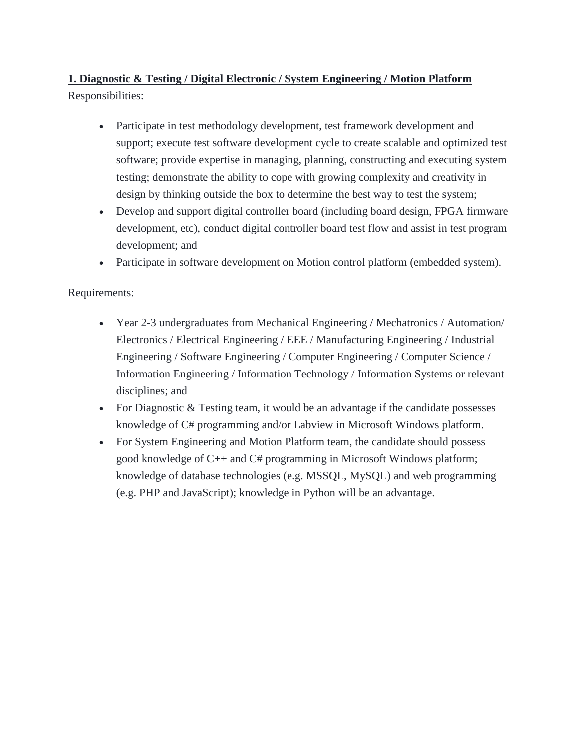**1. Diagnostic & Testing / Digital Electronic / System Engineering / Motion Platform**

Responsibilities:

- Participate in test methodology development, test framework development and support; execute test software development cycle to create scalable and optimized test software; provide expertise in managing, planning, constructing and executing system testing; demonstrate the ability to cope with growing complexity and creativity in design by thinking outside the box to determine the best way to test the system;
- Develop and support digital controller board (including board design, FPGA firmware development, etc), conduct digital controller board test flow and assist in test program development; and
- Participate in software development on Motion control platform (embedded system).

Requirements:

- Year 2-3 undergraduates from Mechanical Engineering / Mechatronics / Automation/ Electronics / Electrical Engineering / EEE / Manufacturing Engineering / Industrial Engineering / Software Engineering / Computer Engineering / Computer Science / Information Engineering / Information Technology / Information Systems or relevant disciplines; and
- For Diagnostic & Testing team, it would be an advantage if the candidate possesses knowledge of C# programming and/or Labview in Microsoft Windows platform.
- For System Engineering and Motion Platform team, the candidate should possess good knowledge of C++ and C# programming in Microsoft Windows platform; knowledge of database technologies (e.g. MSSQL, MySQL) and web programming (e.g. PHP and JavaScript); knowledge in Python will be an advantage.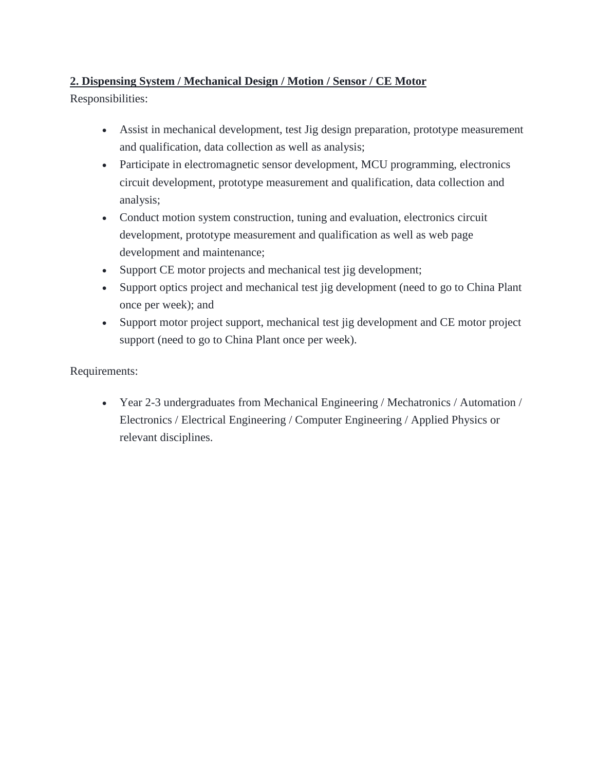**<u>2. Dispensing System / Mechanical Design / Motion / Sensor / CE Motor</u>**

Responsibilities:

- Assist in mechanical development, test Jig design preparation, prototype measurement and qualification, data collection as well as analysis;
- Participate in electromagnetic sensor development, MCU programming, electronics circuit development, prototype measurement and qualification, data collection and analysis;
- Conduct motion system construction, tuning and evaluation, electronics circuit development, prototype measurement and qualification as well as web page development and maintenance;
- Support CE motor projects and mechanical test jig development;
- Support optics project and mechanical test jig development (need to go to China Plant once per week); and
- Support motor project support, mechanical test jig development and CE motor project support (need to go to China Plant once per week).

Requirements:

- Year 2-3 undergraduates from Mechanical Engineering / Mechatronics / Automation / Electronics / Electrical Engineering / Computer Engineering / Applied Physics or relevant disciplines.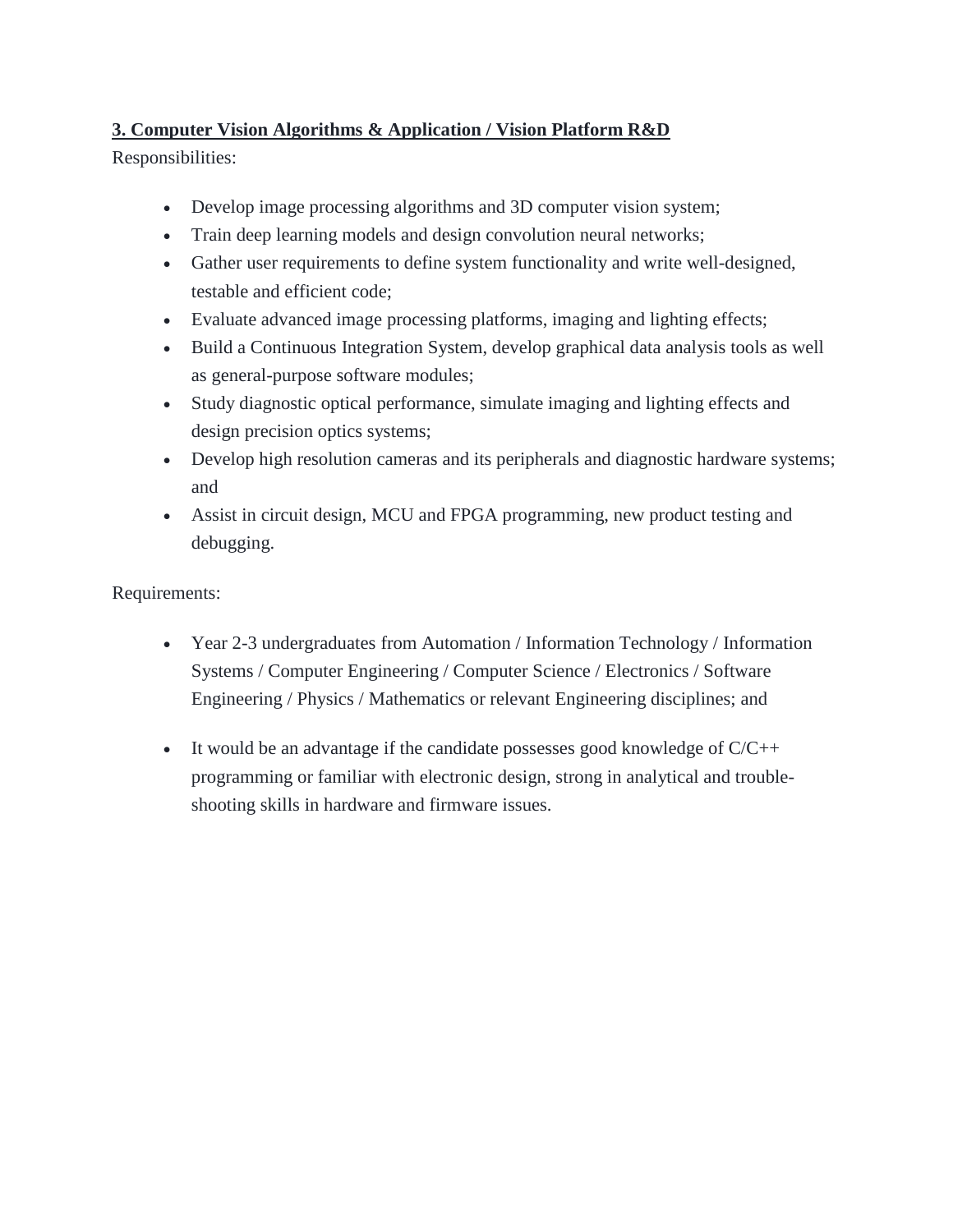**3. Computer Vision Algorithms & Application / Vision Platform R&D**

Responsibilities:

- Develop image processing algorithms and 3D computer vision system;
- Train deep learning models and design convolution neural networks;
- Gather user requirements to define system functionality and write well-designed, testable and efficient code;
- Evaluate advanced image processing platforms, imaging and lighting effects;
- Build a Continuous Integration System, develop graphical data analysis tools as well as general-purpose software modules;
- Study diagnostic optical performance, simulate imaging and lighting effects and design precision optics systems;
- Develop high resolution cameras and its peripherals and diagnostic hardware systems; and
- Assist in circuit design, MCU and FPGA programming, new product testing and debugging.

Requirements:

- Year 2-3 undergraduates from Automation / Information Technology / Information Systems / Computer Engineering / Computer Science / Electronics / Software Engineering / Physics / Mathematics or relevant Engineering disciplines; and
- It would be an advantage if the candidate possesses good knowledge of C/C++ programming or familiar with electronic design, strong in analytical and trouble-shooting skills in hardware and firmware issues.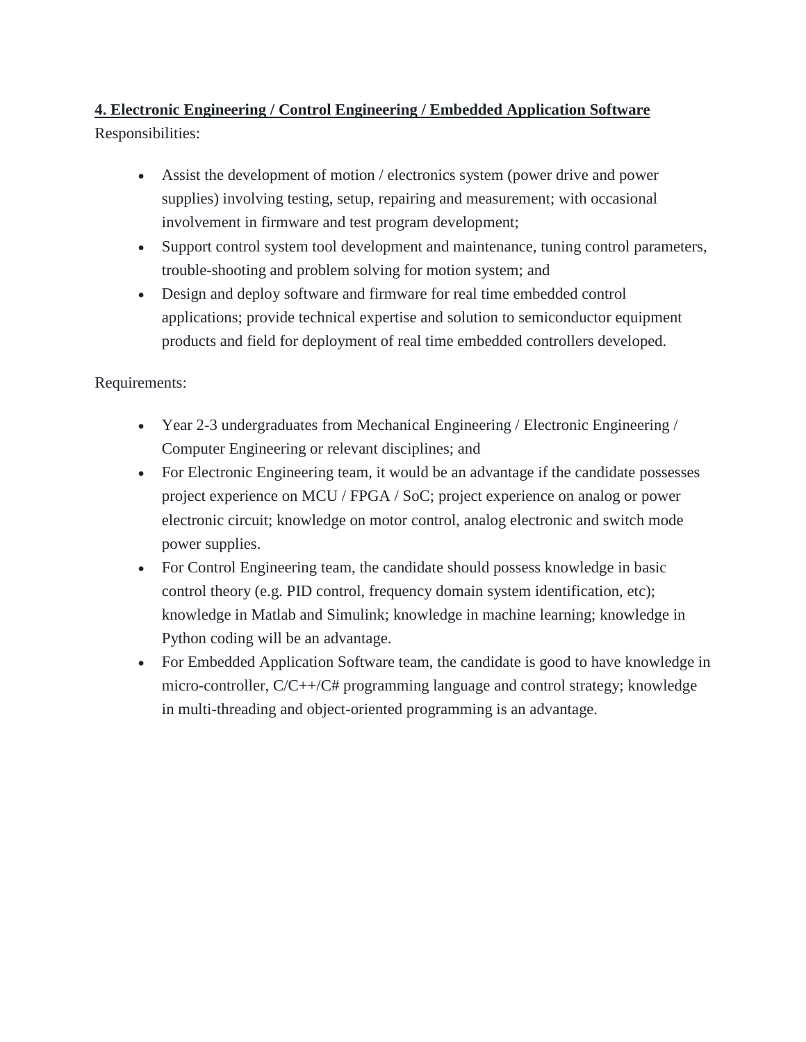**4. Electronic Engineering / Control Engineering / Embedded Application Software**

Responsibilities:

- Assist the development of motion / electronics system (power drive and power supplies) involving testing, setup, repairing and measurement; with occasional involvement in firmware and test program development;
- Support control system tool development and maintenance, tuning control parameters, trouble-shooting and problem solving for motion system; and
- Design and deploy software and firmware for real time embedded control applications; provide technical expertise and solution to semiconductor equipment products and field for deployment of real time embedded controllers developed.

Requirements:

- Year 2-3 undergraduates from Mechanical Engineering / Electronic Engineering / Computer Engineering or relevant disciplines; and
- For Electronic Engineering team, it would be an advantage if the candidate possesses project experience on MCU / FPGA / SoC; project experience on analog or power electronic circuit; knowledge on motor control, analog electronic and switch mode power supplies.
- For Control Engineering team, the candidate should possess knowledge in basic control theory (e.g. PID control, frequency domain system identification, etc); knowledge in Matlab and Simulink; knowledge in machine learning; knowledge in Python coding will be an advantage.
- For Embedded Application Software team, the candidate is good to have knowledge in micro-controller, C/C++/C# programming language and control strategy; knowledge in multi-threading and object-oriented programming is an advantage.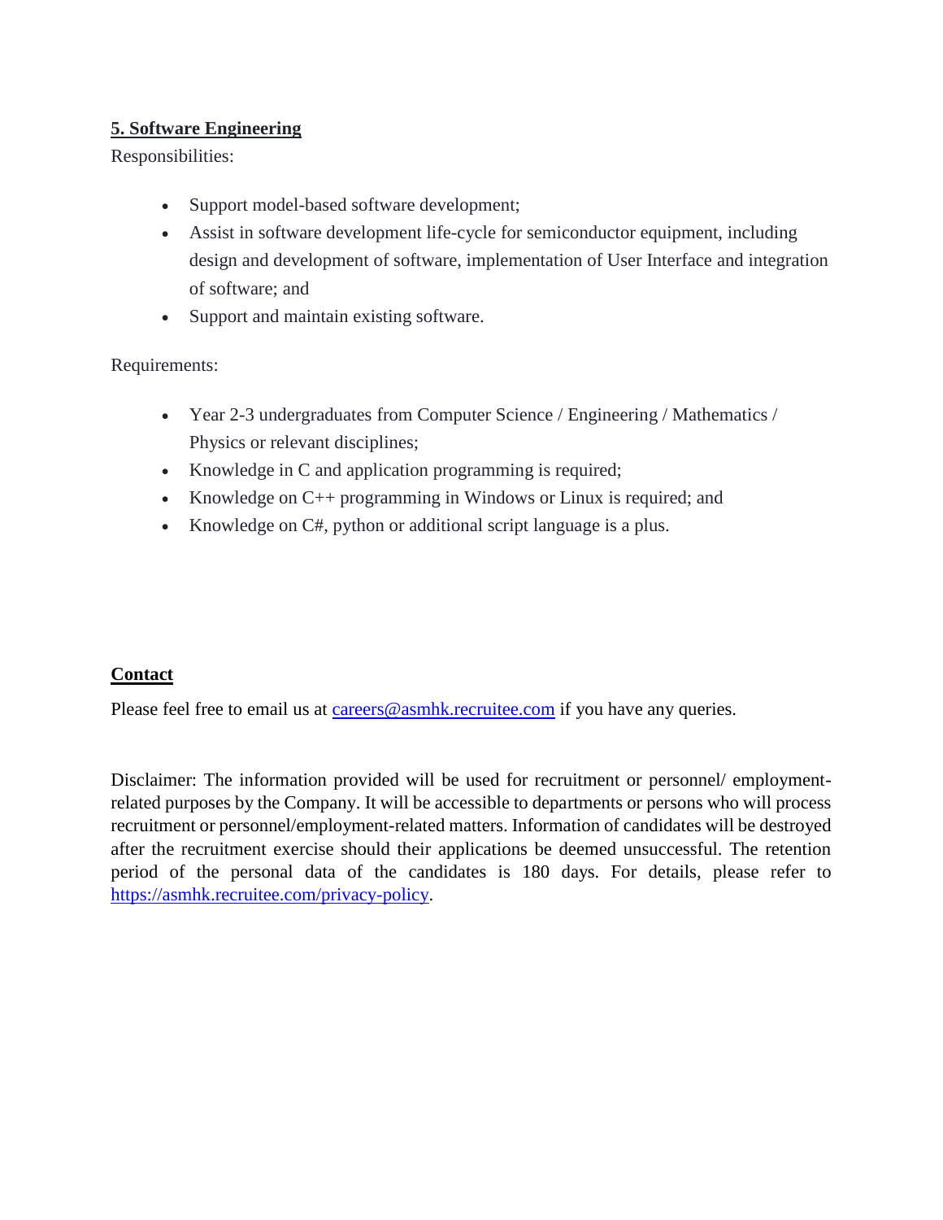### 5. Software Engineering

Responsibilities:

- Support model-based software development;
- Assist in software development life-cycle for semiconductor equipment, including design and development of software, implementation of User Interface and integration of software; and
- Support and maintain existing software.

Requirements:

- Year 2-3 undergraduates from Computer Science / Engineering / Mathematics / Physics or relevant disciplines;
- Knowledge in C and application programming is required;
- Knowledge on C++ programming in Windows or Linux is required; and
- Knowledge on C#, python or additional script language is a plus.

### Contact

Please feel free to email us at [careers@asmhk.recruitee.com](mailto:careers@asmhk.recruitee.com) if you have any queries.

Disclaimer: The information provided will be used for recruitment or personnel/ employment-related purposes by the Company. It will be accessible to departments or persons who will process recruitment or personnel/employment-related matters. Information of candidates will be destroyed after the recruitment exercise should their applications be deemed unsuccessful. The retention period of the personal data of the candidates is 180 days. For details, please refer to [https://asmhk.recruitee.com/privacy-policy](https://asmhk.recruitee.com/privacy-policy).